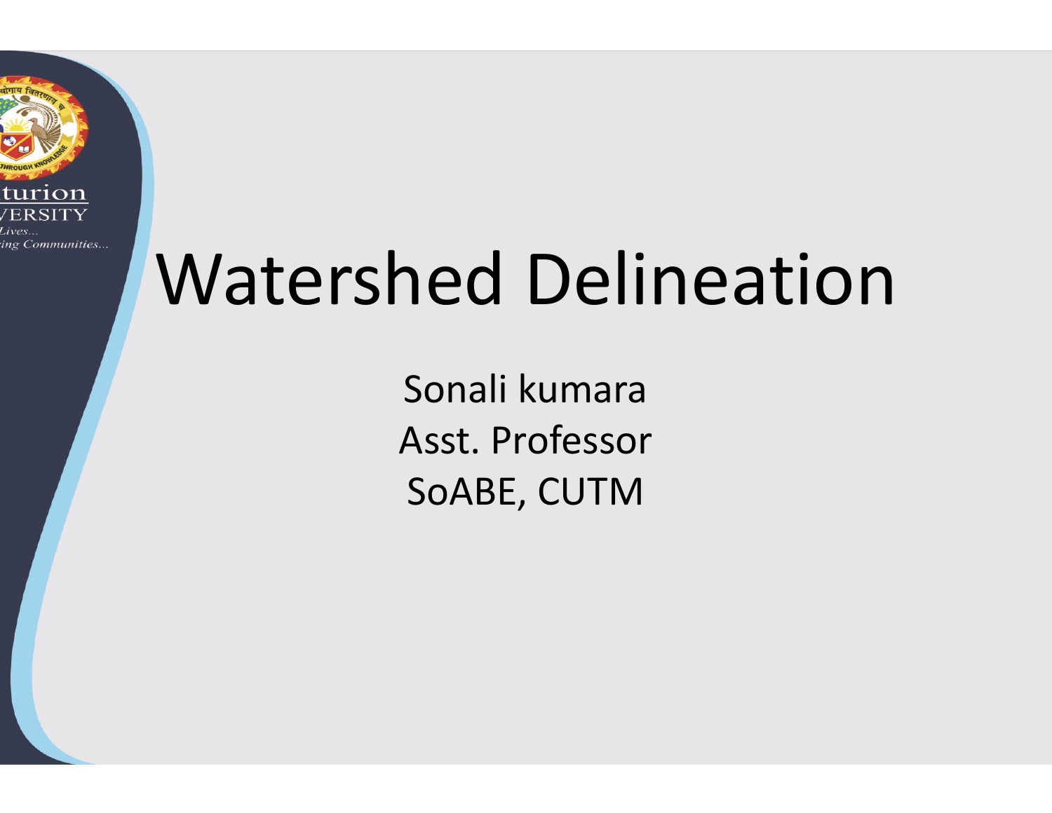# Watershed Delineation

Sonali kumara

Asst. Professor

SoABE, CUTM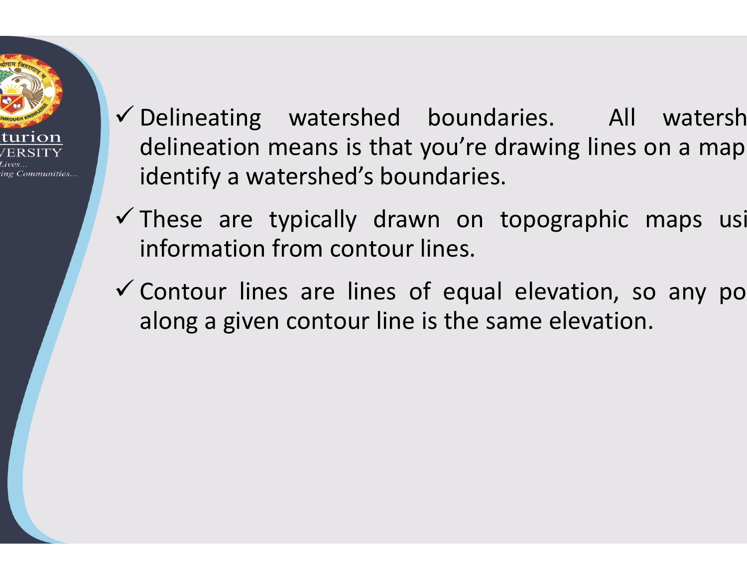- ✓ Delineating watershed boundaries. All watersh delineation means is that you're drawing lines on a map identify a watershed's boundaries.
- ✓ These are typically drawn on topographic maps usi information from contour lines.
- ✓ Contour lines are lines of equal elevation, so any po along a given contour line is the same elevation.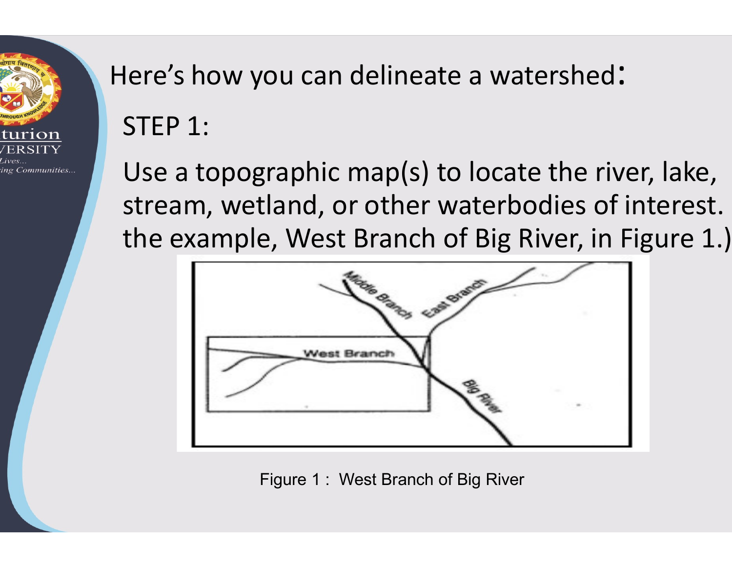# Here's how you can delineate a watershed:

## STEP 1:

Use a topographic map(s) to locate the river, lake, stream, wetland, or other waterbodies of interest. the example, West Branch of Big River, in Figure 1.)

Figure 1 : West Branch of Big River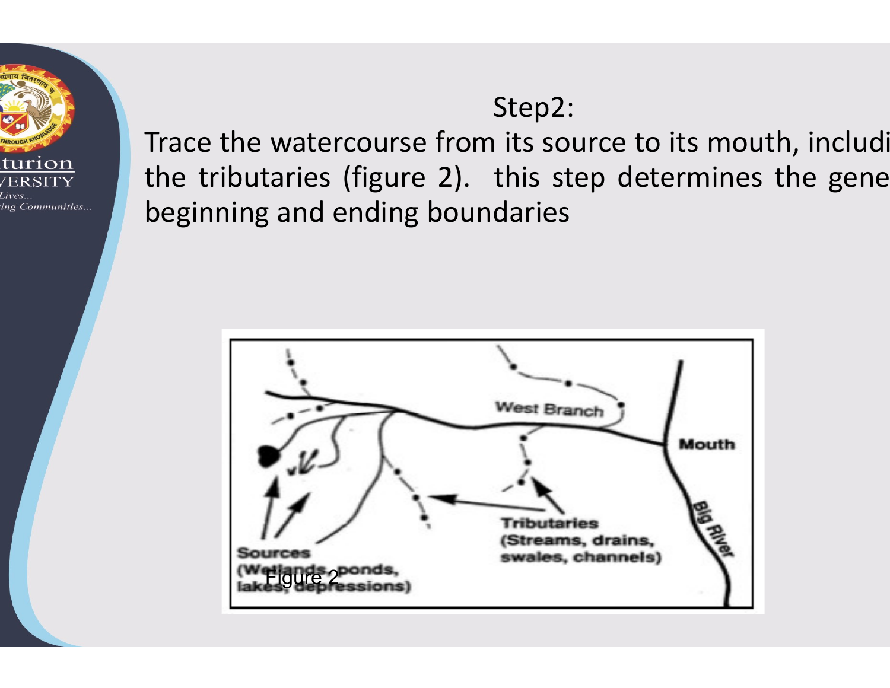## Step2:

Trace the watercourse from its source to its mouth, includi the tributaries (figure 2). this step determines the gene beginning and ending boundaries

Figure 2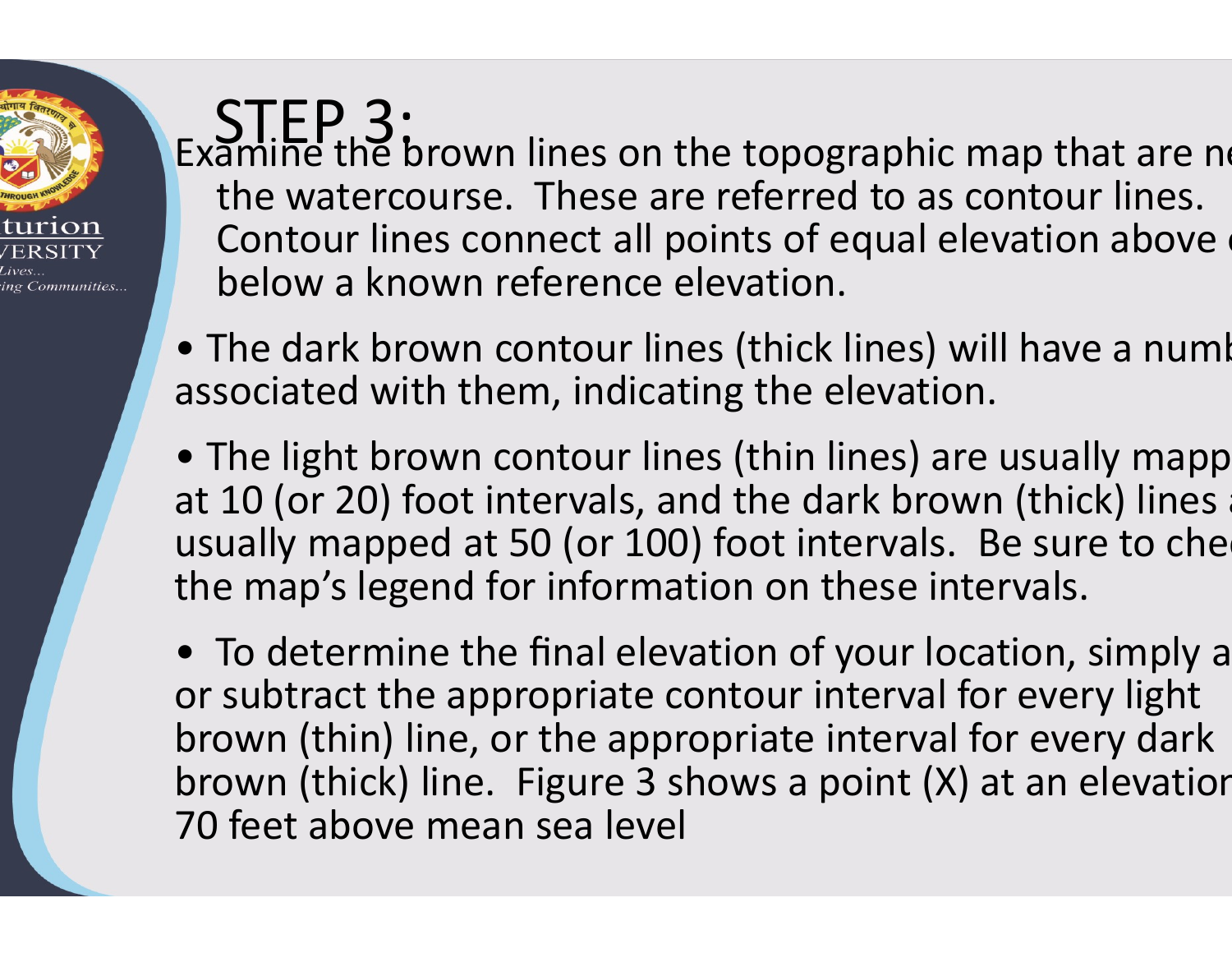# STEP 3:

Examine the brown lines on the topographic map that are ne the watercourse. These are referred to as contour lines. Contour lines connect all points of equal elevation above below a known reference elevation.

- The dark brown contour lines (thick lines) will have a numb associated with them, indicating the elevation.
- The light brown contour lines (thin lines) are usually mapp at 10 (or 20) foot intervals, and the dark brown (thick) lines usually mapped at 50 (or 100) foot intervals. Be sure to chec the map's legend for information on these intervals.
- To determine the final elevation of your location, simply a or subtract the appropriate contour interval for every light brown (thin) line, or the appropriate interval for every dark brown (thick) line. Figure 3 shows a point (X) at an elevation 70 feet above mean sea level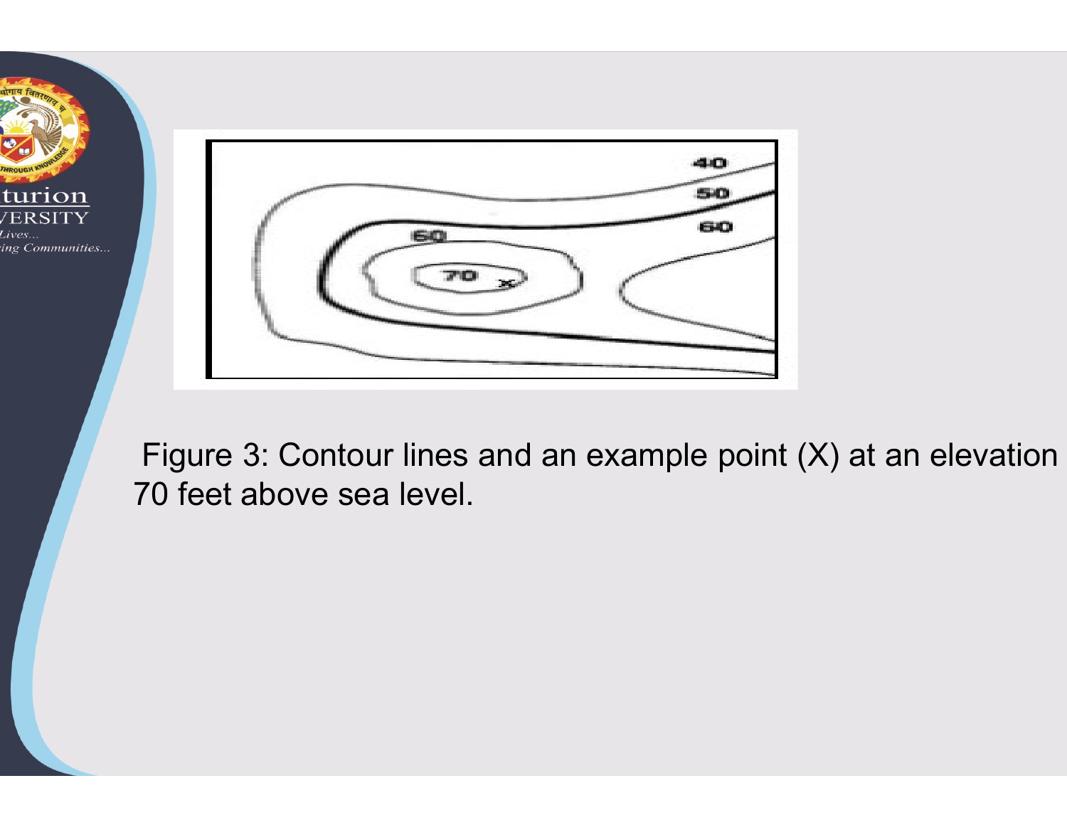Figure 3: Contour lines and an example point (X) at an elevation 70 feet above sea level.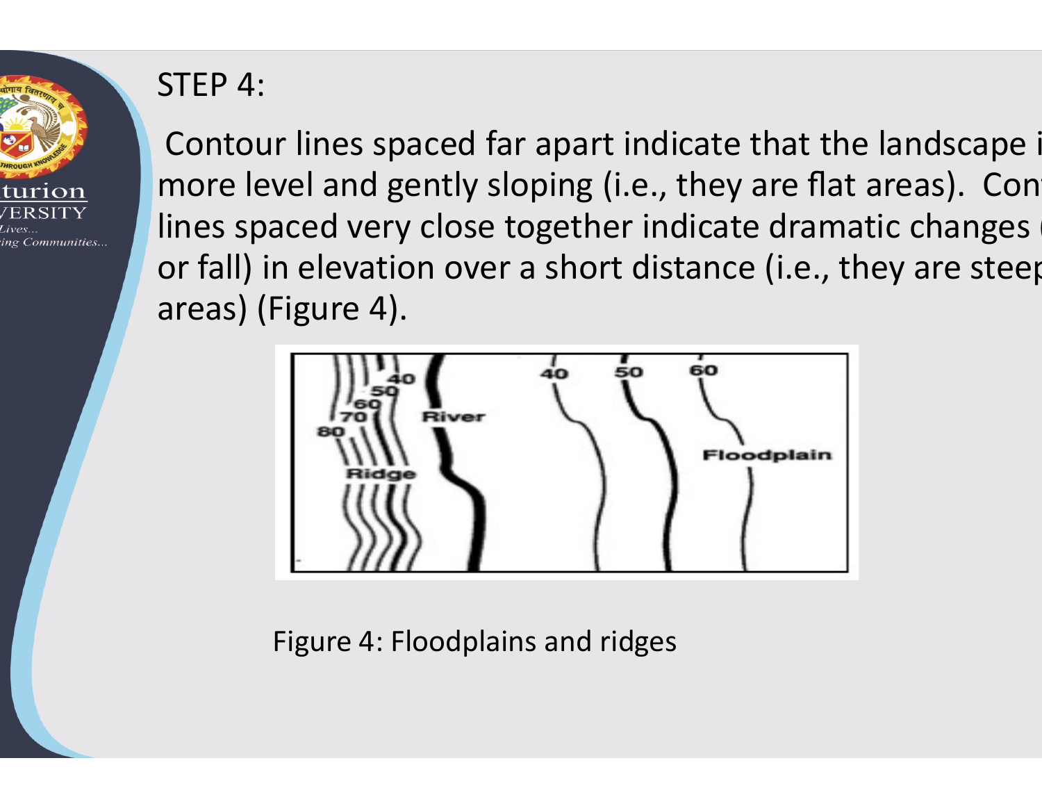STEP 4:

Contour lines spaced far apart indicate that the landscape i more level and gently sloping (i.e., they are flat areas). Con lines spaced very close together indicate dramatic changes ( or fall) in elevation over a short distance (i.e., they are steep areas) (Figure 4).

Figure 4: Floodplains and ridges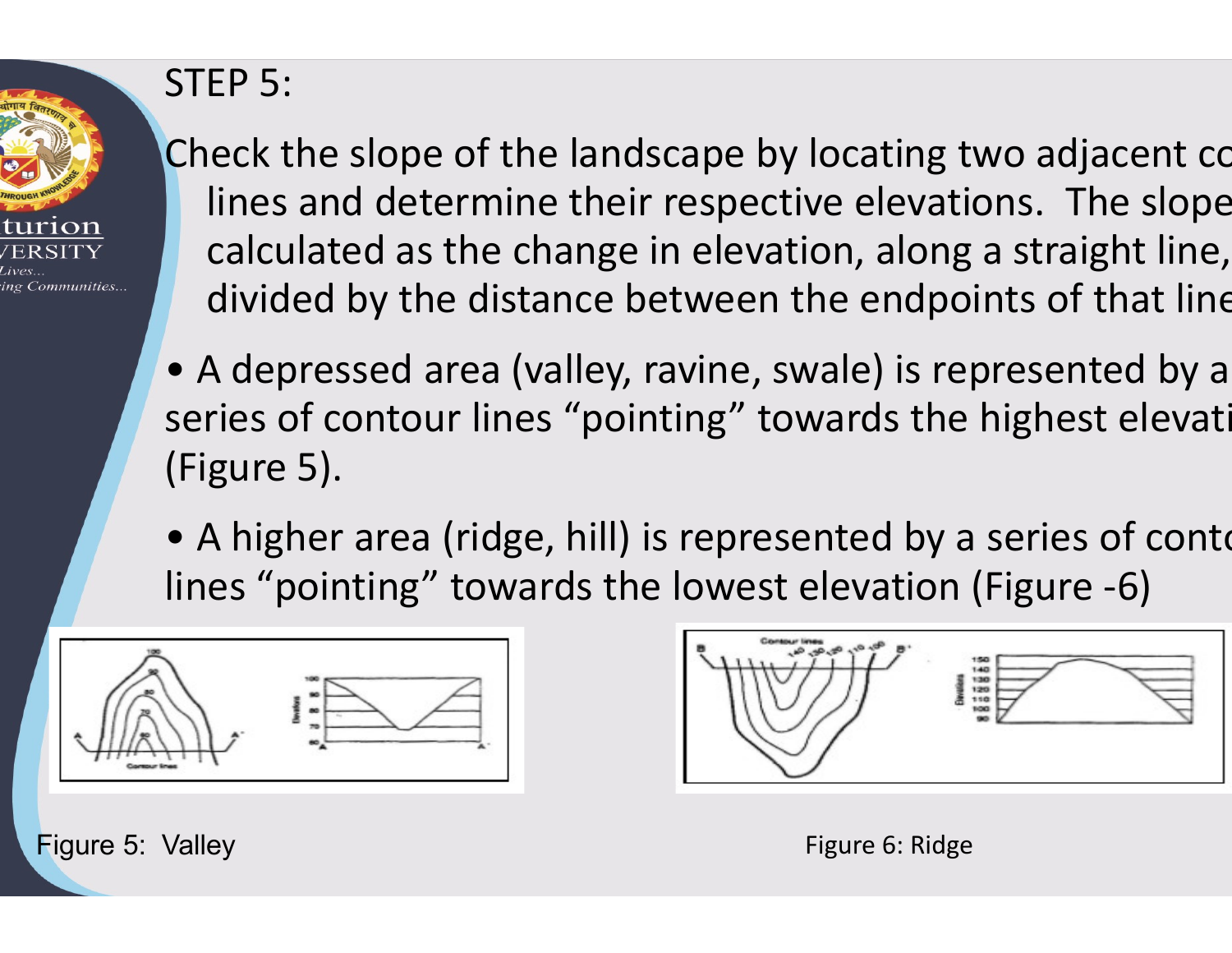## STEP 5:

Check the slope of the landscape by locating two adjacent co lines and determine their respective elevations. The slope calculated as the change in elevation, along a straight line, divided by the distance between the endpoints of that line

- A depressed area (valley, ravine, swale) is represented by a series of contour lines “pointing” towards the highest elevati (Figure 5).
- A higher area (ridge, hill) is represented by a series of conto lines “pointing” towards the lowest elevation (Figure -6)

Figure 5: Valley

Figure 6: Ridge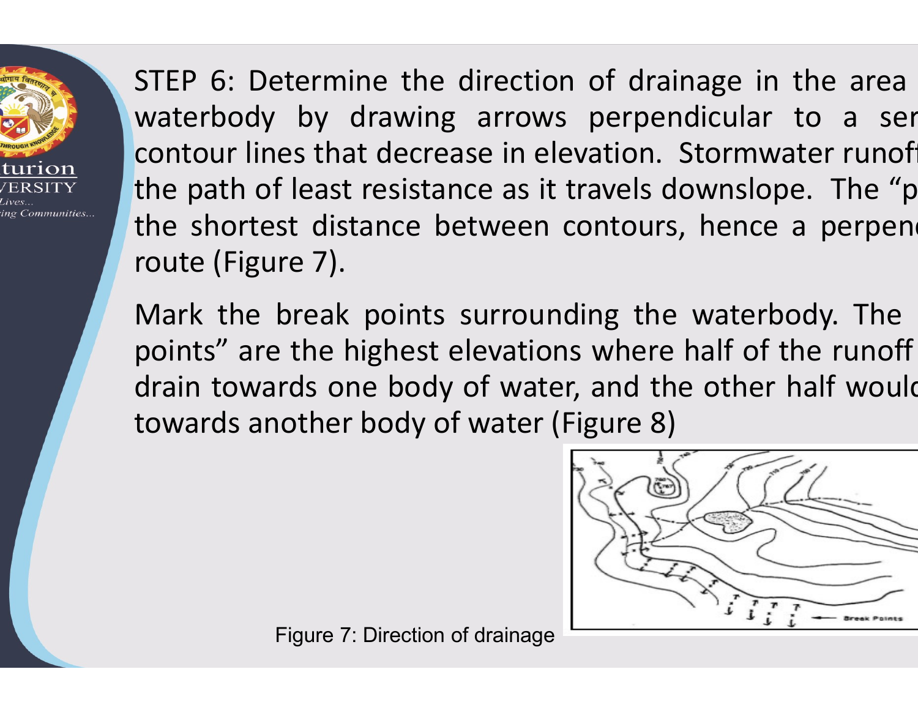STEP 6: Determine the direction of drainage in the area waterbody by drawing arrows perpendicular to a ser contour lines that decrease in elevation. Stormwater runoff the path of least resistance as it travels downslope. The "p the shortest distance between contours, hence a perpend route (Figure 7).

Mark the break points surrounding the waterbody. The points" are the highest elevations where half of the runoff drain towards one body of water, and the other half would towards another body of water (Figure 8)

Figure 7: Direction of drainage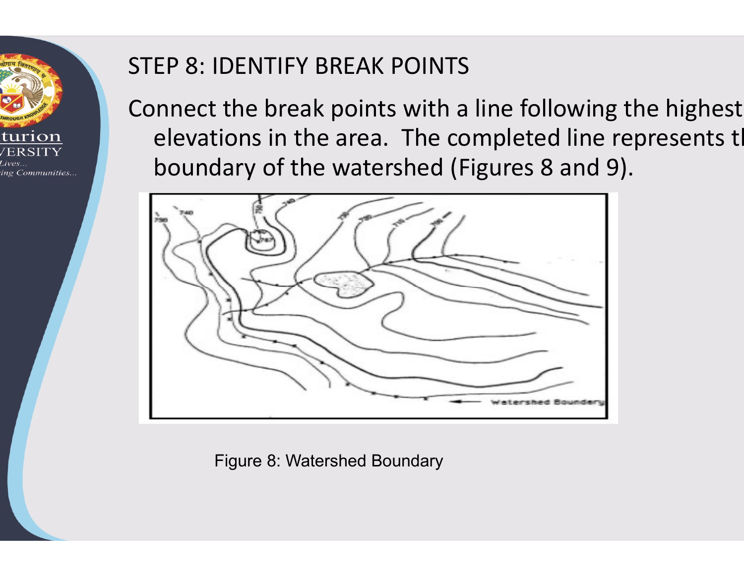## STEP 8: IDENTIFY BREAK POINTS

Connect the break points with a line following the highest elevations in the area. The completed line represents the boundary of the watershed (Figures 8 and 9).

Figure 8: Watershed Boundary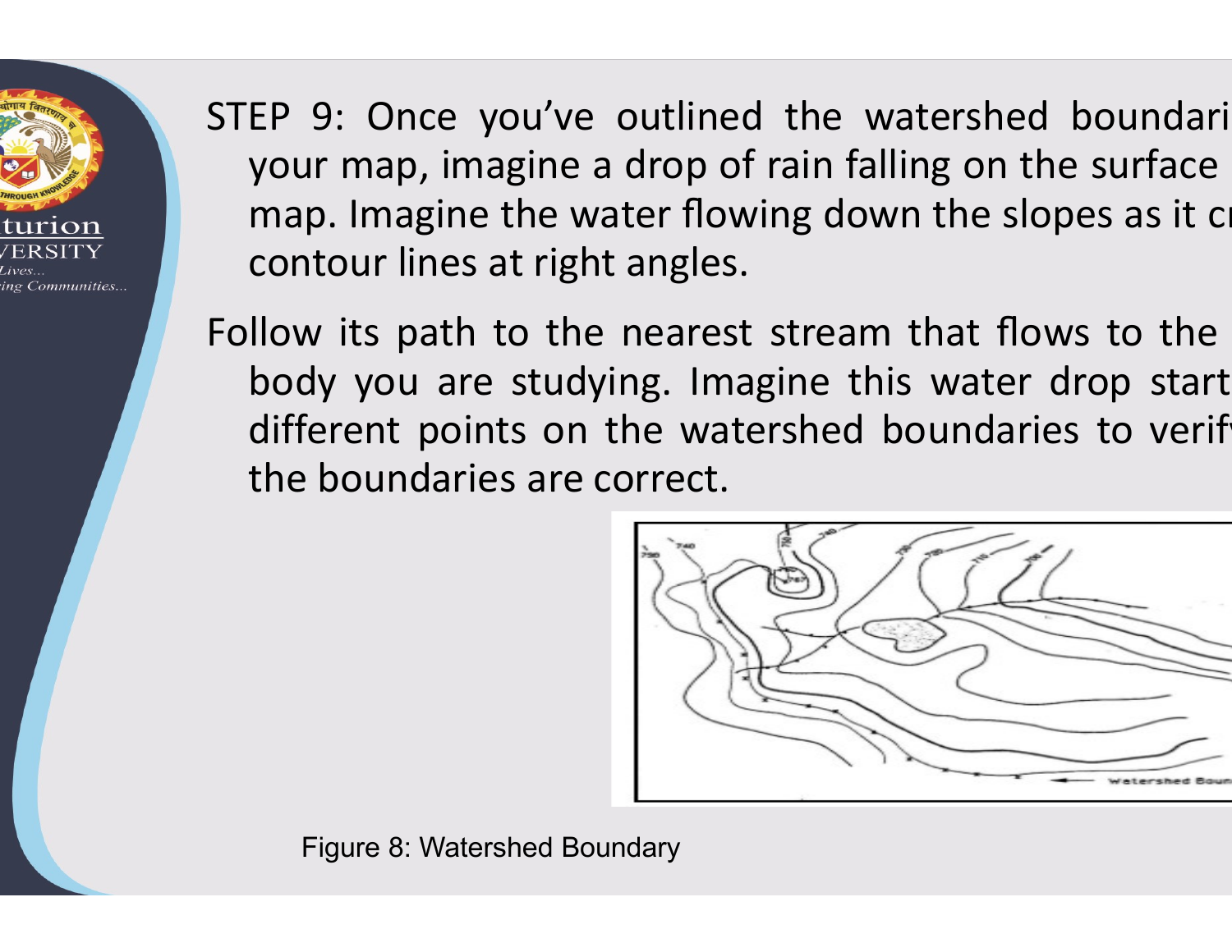STEP 9: Once you've outlined the watershed boundari your map, imagine a drop of rain falling on the surface map. Imagine the water flowing down the slopes as it c contour lines at right angles.

Follow its path to the nearest stream that flows to the body you are studying. Imagine this water drop start different points on the watershed boundaries to verif the boundaries are correct.

Figure 8: Watershed Boundary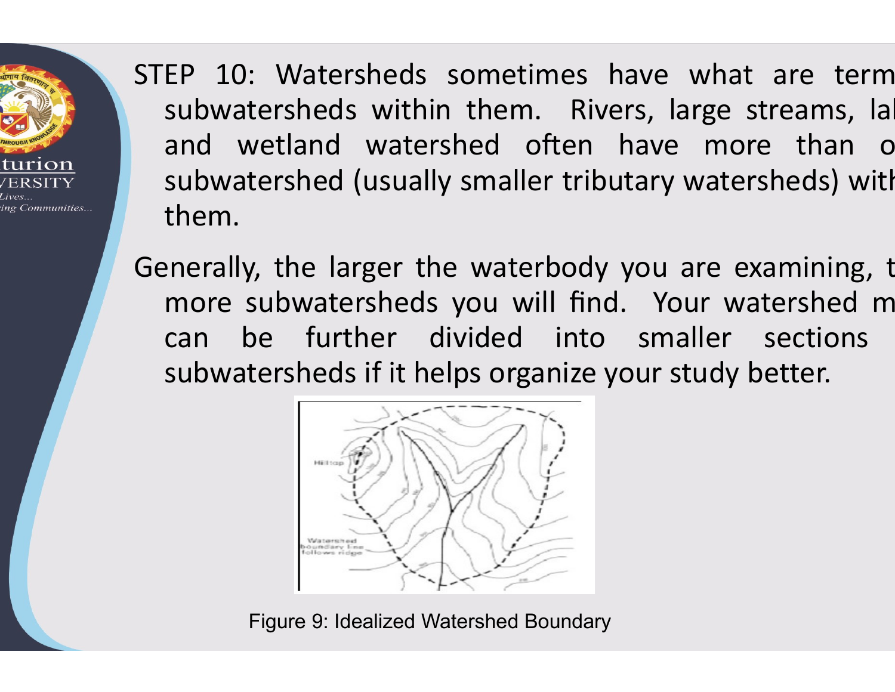STEP 10: Watersheds sometimes have what are term subwatersheds within them. Rivers, large streams, la and wetland watershed often have more than o subwatershed (usually smaller tributary watersheds) with them.

Generally, the larger the waterbody you are examining, t more subwatersheds you will find. Your watershed m can be further divided into smaller sections subwatersheds if it helps organize your study better.

Hilltop

Watershed boundary line follows ridge

Figure 9: Idealized Watershed Boundary